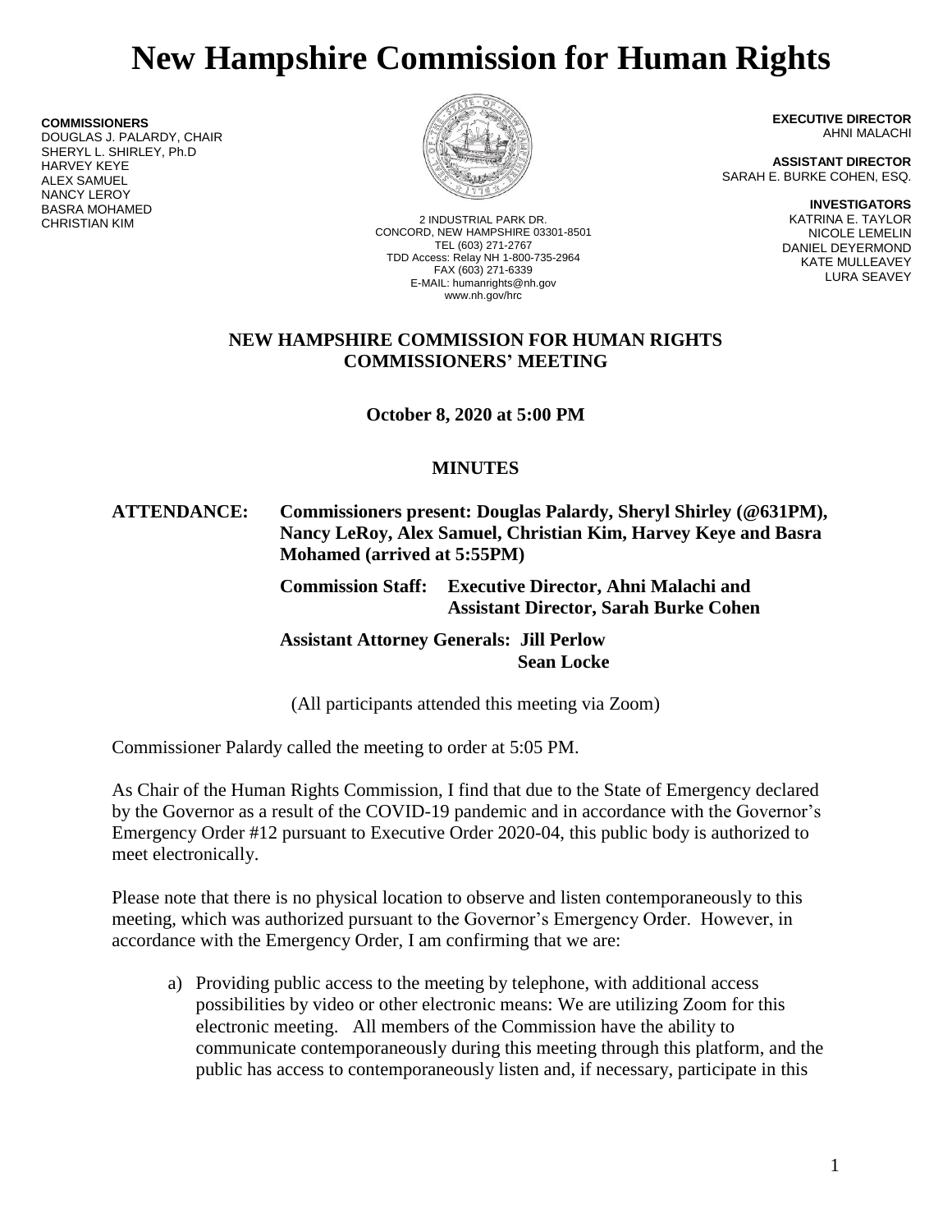# New Hampshire Commission for Human Rights

**COMMISSIONERS**
DOUGLAS J. PALARDY, CHAIR
SHERYL L. SHIRLEY, Ph.D
HARVEY KEYE
ALEX SAMUEL
NANCY LEROY
BASRA MOHAMED
CHRISTIAN KIM

2 INDUSTRIAL PARK DR.
CONCORD, NEW HAMPSHIRE 03301-8501
TEL (603) 271-2767
TDD Access: Relay NH 1-800-735-2964
FAX (603) 271-6339
E-MAIL: humanrights@nh.gov
www.nh.gov/hrc

**EXECUTIVE DIRECTOR**
AHNI MALACHI

**ASSISTANT DIRECTOR**
SARAH E. BURKE COHEN, ESQ.

**INVESTIGATORS**
KATRINA E. TAYLOR
NICOLE LEMELIN
DANIEL DEYERMOND
KATE MULLEAVEY
LURA SEAVEY

## NEW HAMPSHIRE COMMISSION FOR HUMAN RIGHTS COMMISSIONERS' MEETING

**October 8, 2020 at 5:00 PM**

**MINUTES**

**ATTENDANCE: Commissioners present: Douglas Palardy, Sheryl Shirley (@631PM), Nancy LeRoy, Alex Samuel, Christian Kim, Harvey Keye and Basra Mohamed (arrived at 5:55PM)**

**Commission Staff: Executive Director, Ahni Malachi and Assistant Director, Sarah Burke Cohen**

**Assistant Attorney Generals: Jill Perlow**
**Sean Locke**

(All participants attended this meeting via Zoom)

Commissioner Palardy called the meeting to order at 5:05 PM.

As Chair of the Human Rights Commission, I find that due to the State of Emergency declared by the Governor as a result of the COVID-19 pandemic and in accordance with the Governor's Emergency Order #12 pursuant to Executive Order 2020-04, this public body is authorized to meet electronically.

Please note that there is no physical location to observe and listen contemporaneously to this meeting, which was authorized pursuant to the Governor's Emergency Order. However, in accordance with the Emergency Order, I am confirming that we are:

a) Providing public access to the meeting by telephone, with additional access possibilities by video or other electronic means: We are utilizing Zoom for this electronic meeting. All members of the Commission have the ability to communicate contemporaneously during this meeting through this platform, and the public has access to contemporaneously listen and, if necessary, participate in this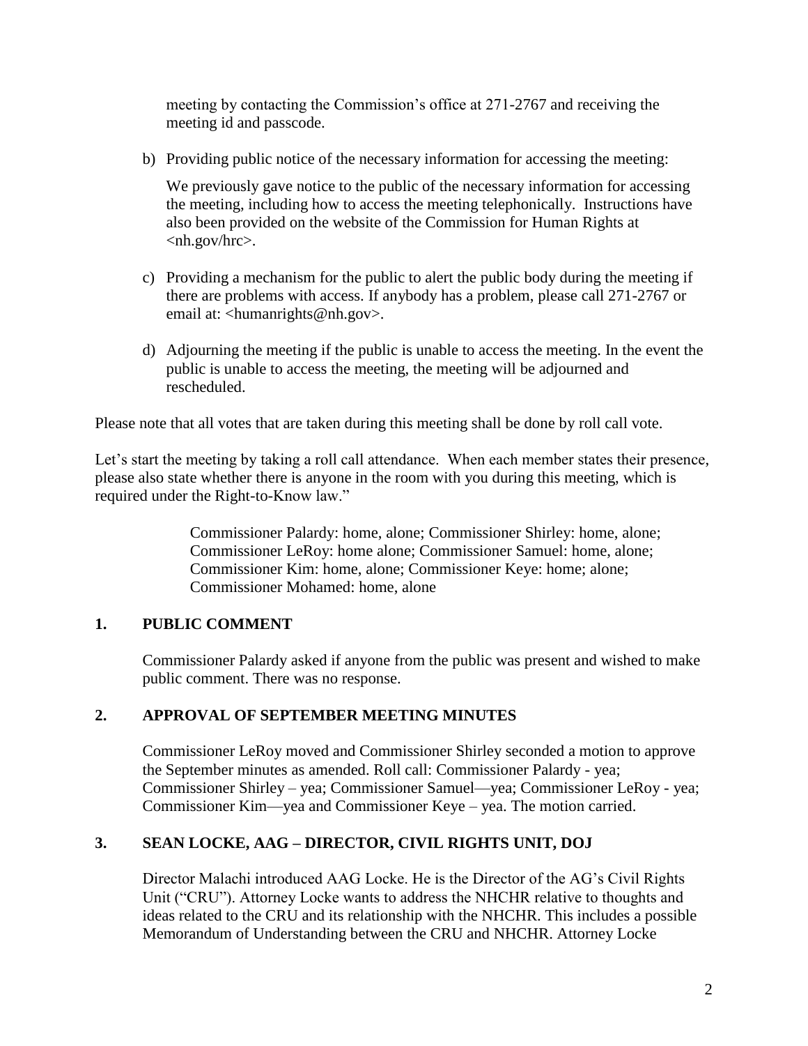meeting by contacting the Commission's office at 271-2767 and receiving the meeting id and passcode.

b) Providing public notice of the necessary information for accessing the meeting:

   We previously gave notice to the public of the necessary information for accessing the meeting, including how to access the meeting telephonically. Instructions have also been provided on the website of the Commission for Human Rights at <nh.gov/hrc>.

c) Providing a mechanism for the public to alert the public body during the meeting if there are problems with access. If anybody has a problem, please call 271-2767 or email at: <humanrights@nh.gov>.

d) Adjourning the meeting if the public is unable to access the meeting. In the event the public is unable to access the meeting, the meeting will be adjourned and rescheduled.

Please note that all votes that are taken during this meeting shall be done by roll call vote.

Let's start the meeting by taking a roll call attendance. When each member states their presence, please also state whether there is anyone in the room with you during this meeting, which is required under the Right-to-Know law."

> Commissioner Palardy: home, alone; Commissioner Shirley: home, alone; Commissioner LeRoy: home alone; Commissioner Samuel: home, alone; Commissioner Kim: home, alone; Commissioner Keye: home; alone; Commissioner Mohamed: home, alone

## 1. PUBLIC COMMENT

Commissioner Palardy asked if anyone from the public was present and wished to make public comment. There was no response.

## 2. APPROVAL OF SEPTEMBER MEETING MINUTES

Commissioner LeRoy moved and Commissioner Shirley seconded a motion to approve the September minutes as amended. Roll call: Commissioner Palardy - yea; Commissioner Shirley – yea; Commissioner Samuel—yea; Commissioner LeRoy - yea; Commissioner Kim—yea and Commissioner Keye – yea. The motion carried.

## 3. SEAN LOCKE, AAG – DIRECTOR, CIVIL RIGHTS UNIT, DOJ

Director Malachi introduced AAG Locke. He is the Director of the AG's Civil Rights Unit ("CRU"). Attorney Locke wants to address the NHCHR relative to thoughts and ideas related to the CRU and its relationship with the NHCHR. This includes a possible Memorandum of Understanding between the CRU and NHCHR. Attorney Locke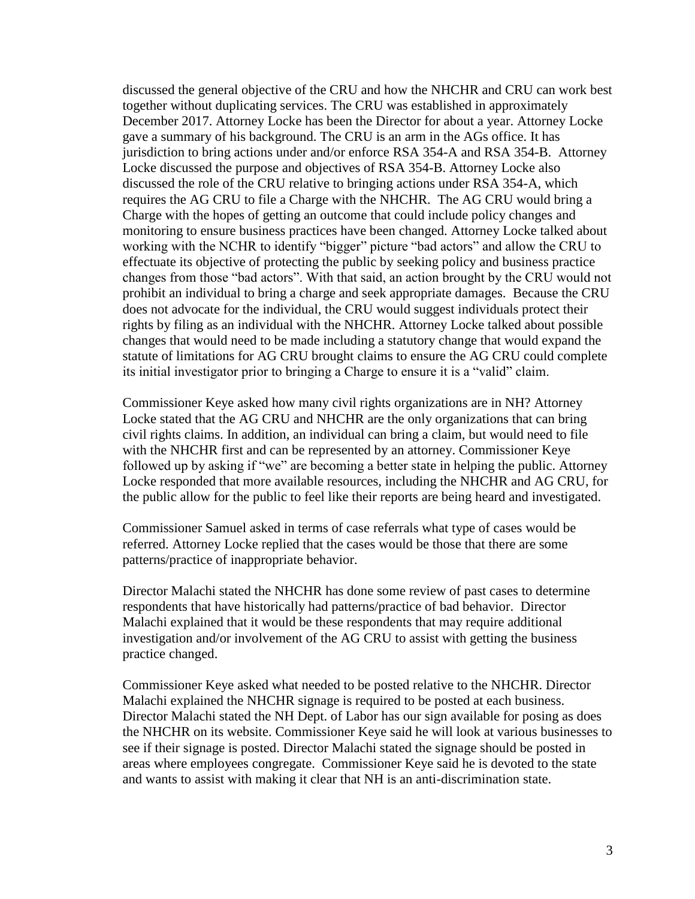discussed the general objective of the CRU and how the NHCHR and CRU can work best together without duplicating services. The CRU was established in approximately December 2017. Attorney Locke has been the Director for about a year. Attorney Locke gave a summary of his background. The CRU is an arm in the AGs office. It has jurisdiction to bring actions under and/or enforce RSA 354-A and RSA 354-B. Attorney Locke discussed the purpose and objectives of RSA 354-B. Attorney Locke also discussed the role of the CRU relative to bringing actions under RSA 354-A, which requires the AG CRU to file a Charge with the NHCHR. The AG CRU would bring a Charge with the hopes of getting an outcome that could include policy changes and monitoring to ensure business practices have been changed. Attorney Locke talked about working with the NCHR to identify "bigger" picture "bad actors" and allow the CRU to effectuate its objective of protecting the public by seeking policy and business practice changes from those "bad actors". With that said, an action brought by the CRU would not prohibit an individual to bring a charge and seek appropriate damages. Because the CRU does not advocate for the individual, the CRU would suggest individuals protect their rights by filing as an individual with the NHCHR. Attorney Locke talked about possible changes that would need to be made including a statutory change that would expand the statute of limitations for AG CRU brought claims to ensure the AG CRU could complete its initial investigator prior to bringing a Charge to ensure it is a "valid" claim.

Commissioner Keye asked how many civil rights organizations are in NH? Attorney Locke stated that the AG CRU and NHCHR are the only organizations that can bring civil rights claims. In addition, an individual can bring a claim, but would need to file with the NHCHR first and can be represented by an attorney. Commissioner Keye followed up by asking if "we" are becoming a better state in helping the public. Attorney Locke responded that more available resources, including the NHCHR and AG CRU, for the public allow for the public to feel like their reports are being heard and investigated.

Commissioner Samuel asked in terms of case referrals what type of cases would be referred. Attorney Locke replied that the cases would be those that there are some patterns/practice of inappropriate behavior.

Director Malachi stated the NHCHR has done some review of past cases to determine respondents that have historically had patterns/practice of bad behavior. Director Malachi explained that it would be these respondents that may require additional investigation and/or involvement of the AG CRU to assist with getting the business practice changed.

Commissioner Keye asked what needed to be posted relative to the NHCHR. Director Malachi explained the NHCHR signage is required to be posted at each business. Director Malachi stated the NH Dept. of Labor has our sign available for posing as does the NHCHR on its website. Commissioner Keye said he will look at various businesses to see if their signage is posted. Director Malachi stated the signage should be posted in areas where employees congregate. Commissioner Keye said he is devoted to the state and wants to assist with making it clear that NH is an anti-discrimination state.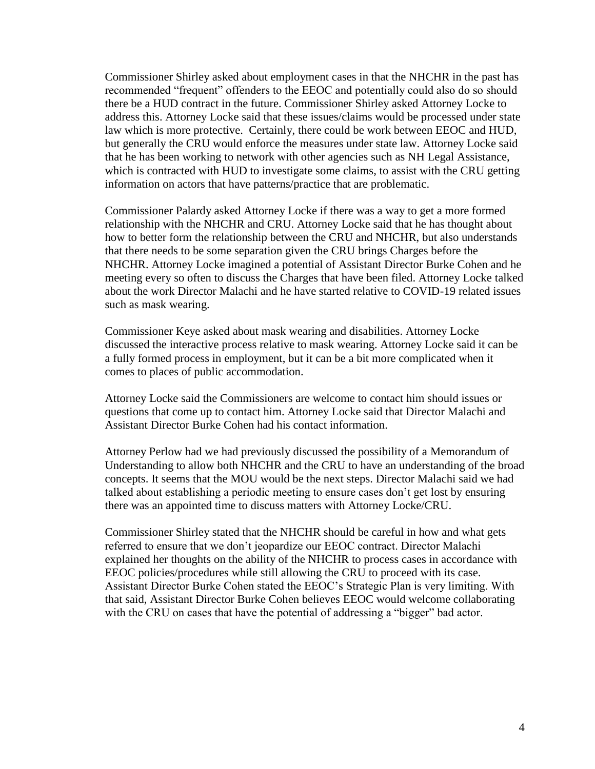Commissioner Shirley asked about employment cases in that the NHCHR in the past has recommended "frequent" offenders to the EEOC and potentially could also do so should there be a HUD contract in the future. Commissioner Shirley asked Attorney Locke to address this. Attorney Locke said that these issues/claims would be processed under state law which is more protective.  Certainly, there could be work between EEOC and HUD, but generally the CRU would enforce the measures under state law. Attorney Locke said that he has been working to network with other agencies such as NH Legal Assistance, which is contracted with HUD to investigate some claims, to assist with the CRU getting information on actors that have patterns/practice that are problematic.

Commissioner Palardy asked Attorney Locke if there was a way to get a more formed relationship with the NHCHR and CRU. Attorney Locke said that he has thought about how to better form the relationship between the CRU and NHCHR, but also understands that there needs to be some separation given the CRU brings Charges before the NHCHR. Attorney Locke imagined a potential of Assistant Director Burke Cohen and he meeting every so often to discuss the Charges that have been filed. Attorney Locke talked about the work Director Malachi and he have started relative to COVID-19 related issues such as mask wearing.

Commissioner Keye asked about mask wearing and disabilities. Attorney Locke discussed the interactive process relative to mask wearing. Attorney Locke said it can be a fully formed process in employment, but it can be a bit more complicated when it comes to places of public accommodation.

Attorney Locke said the Commissioners are welcome to contact him should issues or questions that come up to contact him. Attorney Locke said that Director Malachi and Assistant Director Burke Cohen had his contact information.

Attorney Perlow had we had previously discussed the possibility of a Memorandum of Understanding to allow both NHCHR and the CRU to have an understanding of the broad concepts. It seems that the MOU would be the next steps. Director Malachi said we had talked about establishing a periodic meeting to ensure cases don't get lost by ensuring there was an appointed time to discuss matters with Attorney Locke/CRU.

Commissioner Shirley stated that the NHCHR should be careful in how and what gets referred to ensure that we don't jeopardize our EEOC contract. Director Malachi explained her thoughts on the ability of the NHCHR to process cases in accordance with EEOC policies/procedures while still allowing the CRU to proceed with its case. Assistant Director Burke Cohen stated the EEOC's Strategic Plan is very limiting. With that said, Assistant Director Burke Cohen believes EEOC would welcome collaborating with the CRU on cases that have the potential of addressing a "bigger" bad actor.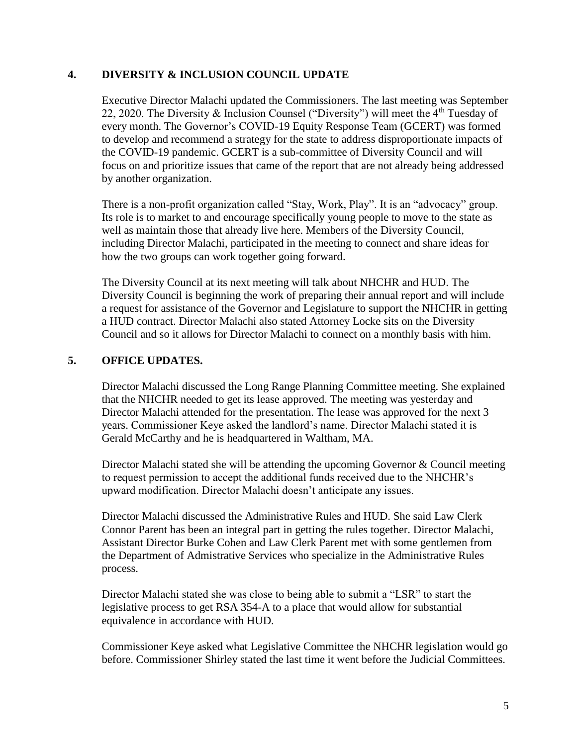## 4. DIVERSITY & INCLUSION COUNCIL UPDATE

Executive Director Malachi updated the Commissioners. The last meeting was September 22, 2020. The Diversity & Inclusion Counsel ("Diversity") will meet the 4th Tuesday of every month. The Governor's COVID-19 Equity Response Team (GCERT) was formed to develop and recommend a strategy for the state to address disproportionate impacts of the COVID-19 pandemic. GCERT is a sub-committee of Diversity Council and will focus on and prioritize issues that came of the report that are not already being addressed by another organization.

There is a non-profit organization called "Stay, Work, Play". It is an "advocacy" group. Its role is to market to and encourage specifically young people to move to the state as well as maintain those that already live here. Members of the Diversity Council, including Director Malachi, participated in the meeting to connect and share ideas for how the two groups can work together going forward.

The Diversity Council at its next meeting will talk about NHCHR and HUD. The Diversity Council is beginning the work of preparing their annual report and will include a request for assistance of the Governor and Legislature to support the NHCHR in getting a HUD contract. Director Malachi also stated Attorney Locke sits on the Diversity Council and so it allows for Director Malachi to connect on a monthly basis with him.

## 5. OFFICE UPDATES.

Director Malachi discussed the Long Range Planning Committee meeting. She explained that the NHCHR needed to get its lease approved. The meeting was yesterday and Director Malachi attended for the presentation. The lease was approved for the next 3 years. Commissioner Keye asked the landlord's name. Director Malachi stated it is Gerald McCarthy and he is headquartered in Waltham, MA.

Director Malachi stated she will be attending the upcoming Governor & Council meeting to request permission to accept the additional funds received due to the NHCHR's upward modification. Director Malachi doesn't anticipate any issues.

Director Malachi discussed the Administrative Rules and HUD. She said Law Clerk Connor Parent has been an integral part in getting the rules together. Director Malachi, Assistant Director Burke Cohen and Law Clerk Parent met with some gentlemen from the Department of Admistrative Services who specialize in the Administrative Rules process.

Director Malachi stated she was close to being able to submit a "LSR" to start the legislative process to get RSA 354-A to a place that would allow for substantial equivalence in accordance with HUD.

Commissioner Keye asked what Legislative Committee the NHCHR legislation would go before. Commissioner Shirley stated the last time it went before the Judicial Committees.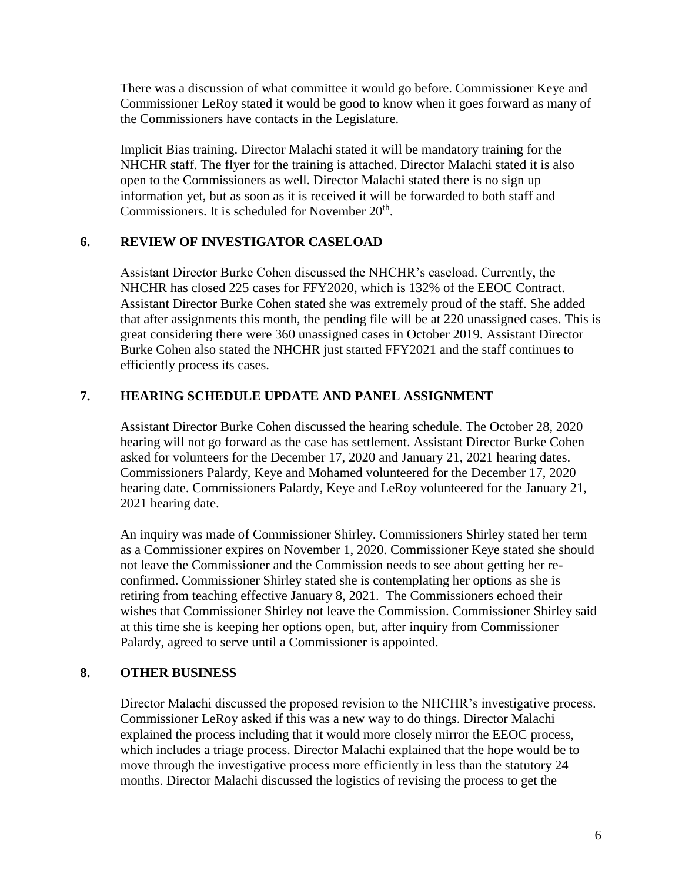There was a discussion of what committee it would go before. Commissioner Keye and Commissioner LeRoy stated it would be good to know when it goes forward as many of the Commissioners have contacts in the Legislature.

Implicit Bias training. Director Malachi stated it will be mandatory training for the NHCHR staff. The flyer for the training is attached. Director Malachi stated it is also open to the Commissioners as well. Director Malachi stated there is no sign up information yet, but as soon as it is received it will be forwarded to both staff and Commissioners. It is scheduled for November 20th.

## 6. REVIEW OF INVESTIGATOR CASELOAD

Assistant Director Burke Cohen discussed the NHCHR's caseload. Currently, the NHCHR has closed 225 cases for FFY2020, which is 132% of the EEOC Contract. Assistant Director Burke Cohen stated she was extremely proud of the staff. She added that after assignments this month, the pending file will be at 220 unassigned cases. This is great considering there were 360 unassigned cases in October 2019. Assistant Director Burke Cohen also stated the NHCHR just started FFY2021 and the staff continues to efficiently process its cases.

## 7. HEARING SCHEDULE UPDATE AND PANEL ASSIGNMENT

Assistant Director Burke Cohen discussed the hearing schedule. The October 28, 2020 hearing will not go forward as the case has settlement. Assistant Director Burke Cohen asked for volunteers for the December 17, 2020 and January 21, 2021 hearing dates. Commissioners Palardy, Keye and Mohamed volunteered for the December 17, 2020 hearing date. Commissioners Palardy, Keye and LeRoy volunteered for the January 21, 2021 hearing date.

An inquiry was made of Commissioner Shirley. Commissioners Shirley stated her term as a Commissioner expires on November 1, 2020. Commissioner Keye stated she should not leave the Commissioner and the Commission needs to see about getting her re-confirmed. Commissioner Shirley stated she is contemplating her options as she is retiring from teaching effective January 8, 2021. The Commissioners echoed their wishes that Commissioner Shirley not leave the Commission. Commissioner Shirley said at this time she is keeping her options open, but, after inquiry from Commissioner Palardy, agreed to serve until a Commissioner is appointed.

## 8. OTHER BUSINESS

Director Malachi discussed the proposed revision to the NHCHR's investigative process. Commissioner LeRoy asked if this was a new way to do things. Director Malachi explained the process including that it would more closely mirror the EEOC process, which includes a triage process. Director Malachi explained that the hope would be to move through the investigative process more efficiently in less than the statutory 24 months. Director Malachi discussed the logistics of revising the process to get the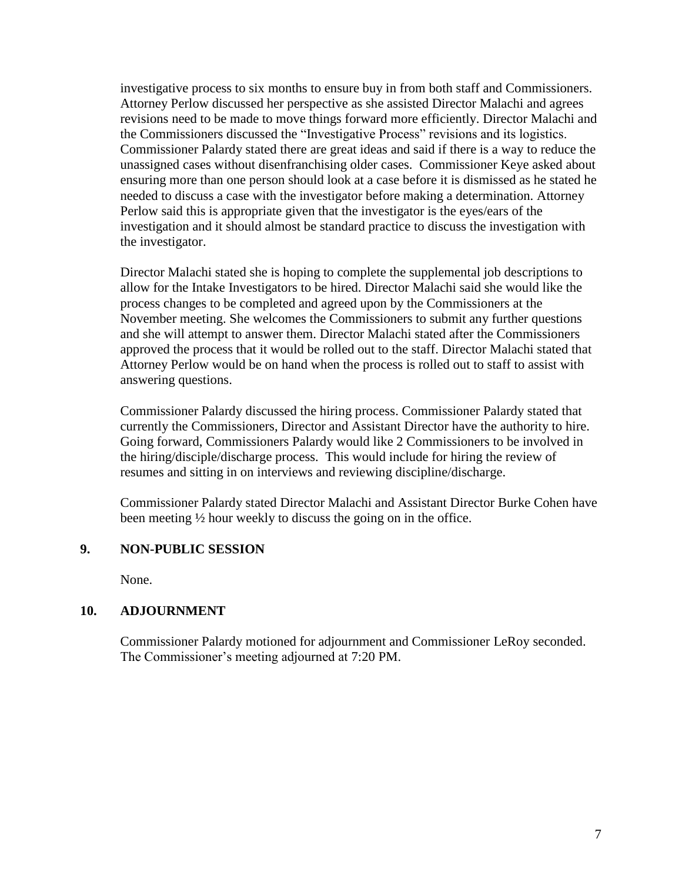investigative process to six months to ensure buy in from both staff and Commissioners. Attorney Perlow discussed her perspective as she assisted Director Malachi and agrees revisions need to be made to move things forward more efficiently. Director Malachi and the Commissioners discussed the "Investigative Process" revisions and its logistics. Commissioner Palardy stated there are great ideas and said if there is a way to reduce the unassigned cases without disenfranchising older cases. Commissioner Keye asked about ensuring more than one person should look at a case before it is dismissed as he stated he needed to discuss a case with the investigator before making a determination. Attorney Perlow said this is appropriate given that the investigator is the eyes/ears of the investigation and it should almost be standard practice to discuss the investigation with the investigator.

Director Malachi stated she is hoping to complete the supplemental job descriptions to allow for the Intake Investigators to be hired. Director Malachi said she would like the process changes to be completed and agreed upon by the Commissioners at the November meeting. She welcomes the Commissioners to submit any further questions and she will attempt to answer them. Director Malachi stated after the Commissioners approved the process that it would be rolled out to the staff. Director Malachi stated that Attorney Perlow would be on hand when the process is rolled out to staff to assist with answering questions.

Commissioner Palardy discussed the hiring process. Commissioner Palardy stated that currently the Commissioners, Director and Assistant Director have the authority to hire. Going forward, Commissioners Palardy would like 2 Commissioners to be involved in the hiring/disciple/discharge process. This would include for hiring the review of resumes and sitting in on interviews and reviewing discipline/discharge.

Commissioner Palardy stated Director Malachi and Assistant Director Burke Cohen have been meeting ½ hour weekly to discuss the going on in the office.

## 9. NON-PUBLIC SESSION

None.

## 10. ADJOURNMENT

Commissioner Palardy motioned for adjournment and Commissioner LeRoy seconded. The Commissioner's meeting adjourned at 7:20 PM.